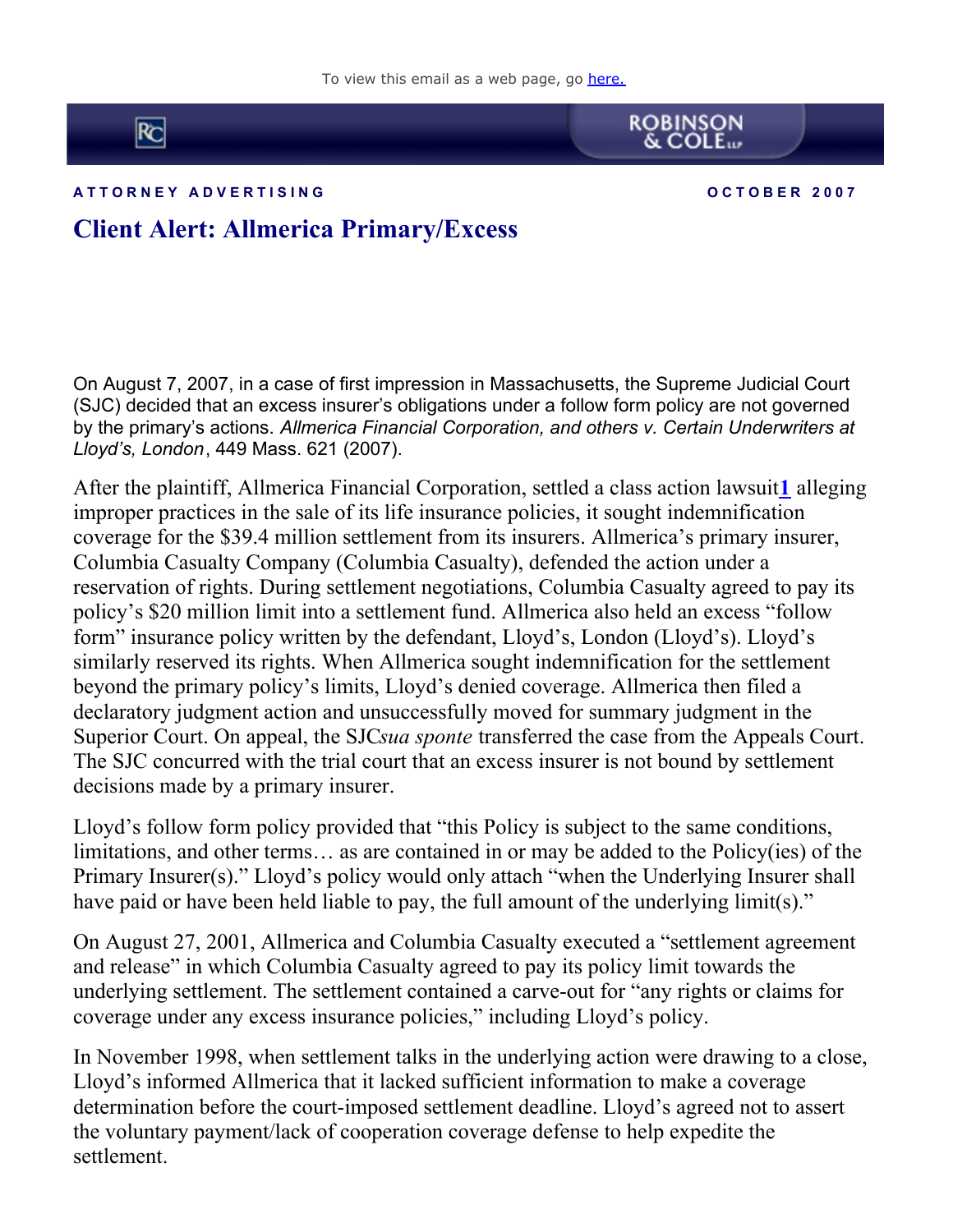To view this email as a web page, go here.

ATTORNEY ADVERTISING OCTOBER 2007

# Client Alert: Allmerica Primary/Excess

On August 7, 2007, in a case of first impression in Massachusetts, the Supreme Judicial Court (SJC) decided that an excess insurer's obligations under a follow form policy are not governed by the primary's actions. *Allmerica Financial Corporation, and others v. Certain Underwriters at Lloyd's, London*, 449 Mass. 621 (2007).

After the plaintiff, Allmerica Financial Corporation, settled a class action lawsuit[1] alleging improper practices in the sale of its life insurance policies, it sought indemnification coverage for the $39.4 million settlement from its insurers. Allmerica's primary insurer, Columbia Casualty Company (Columbia Casualty), defended the action under a reservation of rights. During settlement negotiations, Columbia Casualty agreed to pay its policy's $20 million limit into a settlement fund. Allmerica also held an excess "follow form" insurance policy written by the defendant, Lloyd's, London (Lloyd's). Lloyd's similarly reserved its rights. When Allmerica sought indemnification for the settlement beyond the primary policy's limits, Lloyd's denied coverage. Allmerica then filed a declaratory judgment action and unsuccessfully moved for summary judgment in the Superior Court. On appeal, the SJC *sua sponte* transferred the case from the Appeals Court. The SJC concurred with the trial court that an excess insurer is not bound by settlement decisions made by a primary insurer.

Lloyd's follow form policy provided that "this Policy is subject to the same conditions, limitations, and other terms… as are contained in or may be added to the Policy(ies) of the Primary Insurer(s)." Lloyd's policy would only attach "when the Underlying Insurer shall have paid or have been held liable to pay, the full amount of the underlying limit(s)."

On August 27, 2001, Allmerica and Columbia Casualty executed a "settlement agreement and release" in which Columbia Casualty agreed to pay its policy limit towards the underlying settlement. The settlement contained a carve-out for "any rights or claims for coverage under any excess insurance policies," including Lloyd's policy.

In November 1998, when settlement talks in the underlying action were drawing to a close, Lloyd's informed Allmerica that it lacked sufficient information to make a coverage determination before the court-imposed settlement deadline. Lloyd's agreed not to assert the voluntary payment/lack of cooperation coverage defense to help expedite the settlement.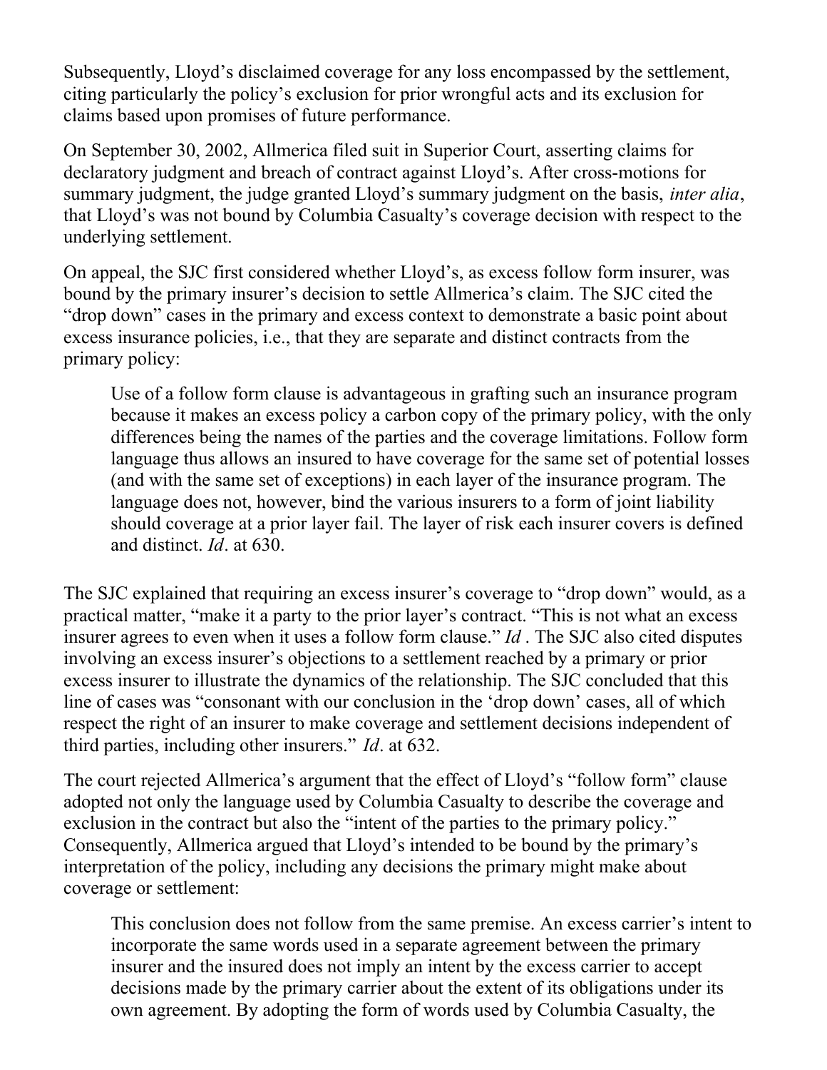Subsequently, Lloyd's disclaimed coverage for any loss encompassed by the settlement, citing particularly the policy's exclusion for prior wrongful acts and its exclusion for claims based upon promises of future performance.

On September 30, 2002, Allmerica filed suit in Superior Court, asserting claims for declaratory judgment and breach of contract against Lloyd's. After cross-motions for summary judgment, the judge granted Lloyd's summary judgment on the basis, *inter alia*, that Lloyd's was not bound by Columbia Casualty's coverage decision with respect to the underlying settlement.

On appeal, the SJC first considered whether Lloyd's, as excess follow form insurer, was bound by the primary insurer's decision to settle Allmerica's claim. The SJC cited the "drop down" cases in the primary and excess context to demonstrate a basic point about excess insurance policies, i.e., that they are separate and distinct contracts from the primary policy:

> Use of a follow form clause is advantageous in grafting such an insurance program because it makes an excess policy a carbon copy of the primary policy, with the only differences being the names of the parties and the coverage limitations. Follow form language thus allows an insured to have coverage for the same set of potential losses (and with the same set of exceptions) in each layer of the insurance program. The language does not, however, bind the various insurers to a form of joint liability should coverage at a prior layer fail. The layer of risk each insurer covers is defined and distinct. *Id*. at 630.

The SJC explained that requiring an excess insurer's coverage to "drop down" would, as a practical matter, "make it a party to the prior layer's contract. "This is not what an excess insurer agrees to even when it uses a follow form clause." *Id* . The SJC also cited disputes involving an excess insurer's objections to a settlement reached by a primary or prior excess insurer to illustrate the dynamics of the relationship. The SJC concluded that this line of cases was "consonant with our conclusion in the 'drop down' cases, all of which respect the right of an insurer to make coverage and settlement decisions independent of third parties, including other insurers." *Id*. at 632.

The court rejected Allmerica's argument that the effect of Lloyd's "follow form" clause adopted not only the language used by Columbia Casualty to describe the coverage and exclusion in the contract but also the "intent of the parties to the primary policy." Consequently, Allmerica argued that Lloyd's intended to be bound by the primary's interpretation of the policy, including any decisions the primary might make about coverage or settlement:

> This conclusion does not follow from the same premise. An excess carrier's intent to incorporate the same words used in a separate agreement between the primary insurer and the insured does not imply an intent by the excess carrier to accept decisions made by the primary carrier about the extent of its obligations under its own agreement. By adopting the form of words used by Columbia Casualty, the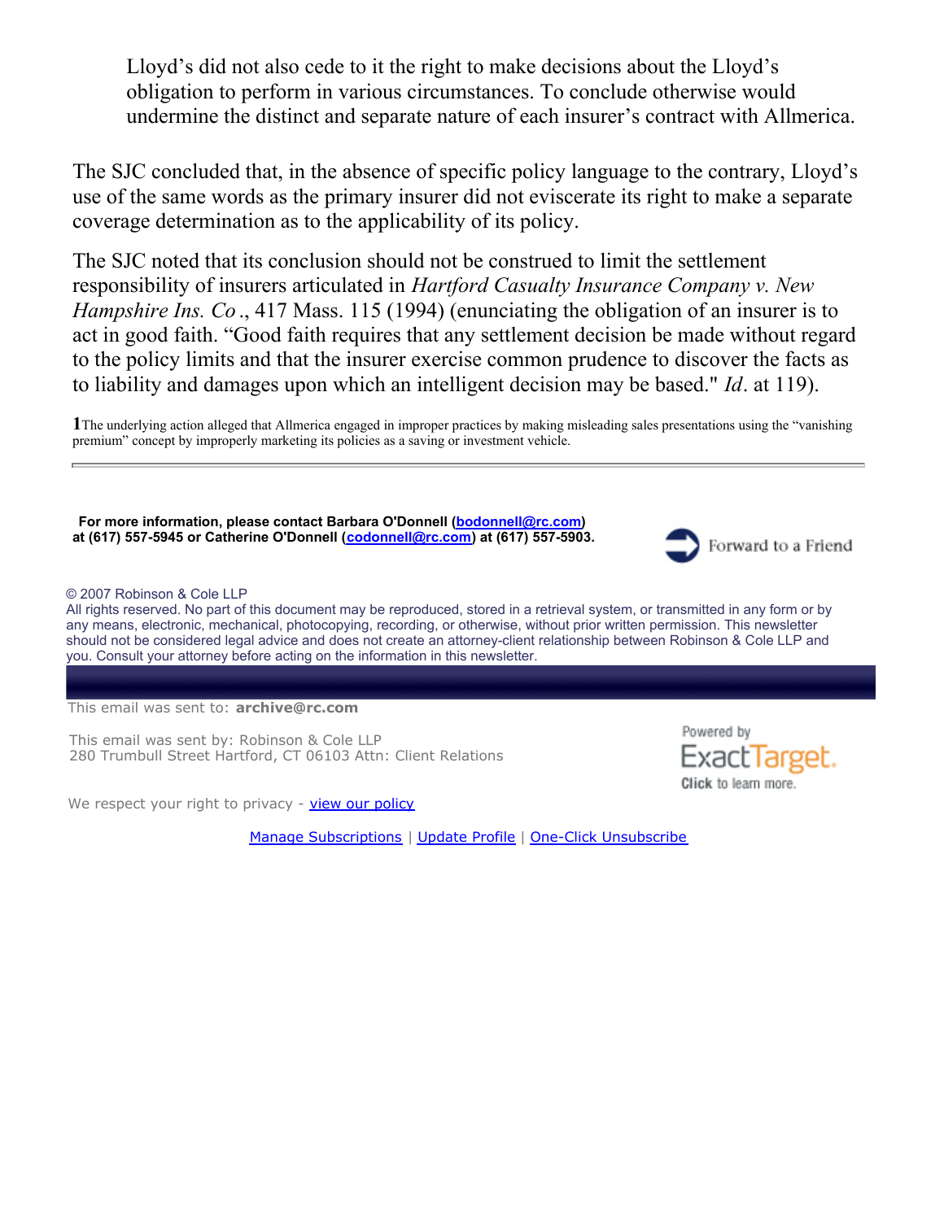> Lloyd's did not also cede to it the right to make decisions about the Lloyd's obligation to perform in various circumstances. To conclude otherwise would undermine the distinct and separate nature of each insurer's contract with Allmerica.

The SJC concluded that, in the absence of specific policy language to the contrary, Lloyd's use of the same words as the primary insurer did not eviscerate its right to make a separate coverage determination as to the applicability of its policy.

The SJC noted that its conclusion should not be construed to limit the settlement responsibility of insurers articulated in *Hartford Casualty Insurance Company v. New Hampshire Ins. Co*., 417 Mass. 115 (1994) (enunciating the obligation of an insurer is to act in good faith. "Good faith requires that any settlement decision be made without regard to the policy limits and that the insurer exercise common prudence to discover the facts as to liability and damages upon which an intelligent decision may be based." *Id*. at 119).

[1] The underlying action alleged that Allmerica engaged in improper practices by making misleading sales presentations using the "vanishing premium" concept by improperly marketing its policies as a saving or investment vehicle.

---

**For more information, please contact Barbara O'Donnell ([bodonnell@rc.com](mailto:bodonnell@rc.com)) at (617) 557-5945 or Catherine O'Donnell ([codonnell@rc.com](mailto:codonnell@rc.com)) at (617) 557-5903.**

Forward to a Friend

© 2007 Robinson & Cole LLP
All rights reserved. No part of this document may be reproduced, stored in a retrieval system, or transmitted in any form or by any means, electronic, mechanical, photocopying, recording, or otherwise, without prior written permission. This newsletter should not be considered legal advice and does not create an attorney-client relationship between Robinson & Cole LLP and you. Consult your attorney before acting on the information in this newsletter.

This email was sent to: **archive@rc.com**

This email was sent by: Robinson & Cole LLP
280 Trumbull Street Hartford, CT 06103 Attn: Client Relations

Powered by ExactTarget. Click to learn more.

We respect your right to privacy - view our policy

Manage Subscriptions | Update Profile | One-Click Unsubscribe